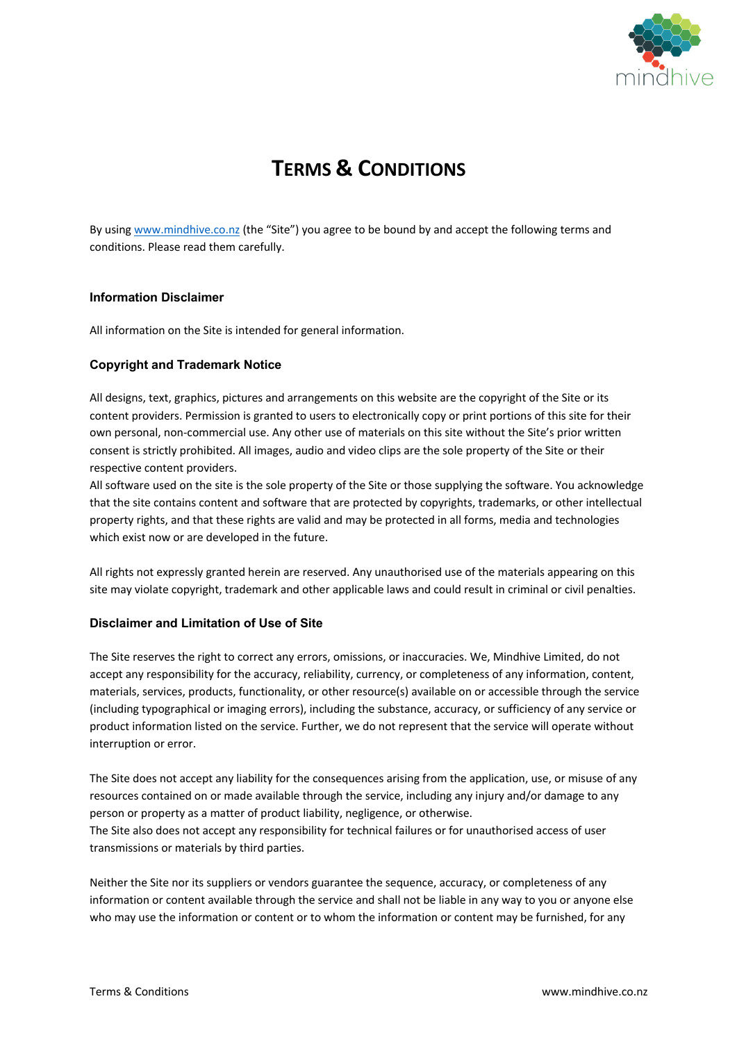# Terms & Conditions

By using www.mindhive.co.nz (the "Site") you agree to be bound by and accept the following terms and conditions. Please read them carefully.

### Information Disclaimer

All information on the Site is intended for general information.

### Copyright and Trademark Notice

All designs, text, graphics, pictures and arrangements on this website are the copyright of the Site or its content providers. Permission is granted to users to electronically copy or print portions of this site for their own personal, non-commercial use. Any other use of materials on this site without the Site's prior written consent is strictly prohibited. All images, audio and video clips are the sole property of the Site or their respective content providers.
All software used on the site is the sole property of the Site or those supplying the software. You acknowledge that the site contains content and software that are protected by copyrights, trademarks, or other intellectual property rights, and that these rights are valid and may be protected in all forms, media and technologies which exist now or are developed in the future.

All rights not expressly granted herein are reserved. Any unauthorised use of the materials appearing on this site may violate copyright, trademark and other applicable laws and could result in criminal or civil penalties.

### Disclaimer and Limitation of Use of Site

The Site reserves the right to correct any errors, omissions, or inaccuracies. We, Mindhive Limited, do not accept any responsibility for the accuracy, reliability, currency, or completeness of any information, content, materials, services, products, functionality, or other resource(s) available on or accessible through the service (including typographical or imaging errors), including the substance, accuracy, or sufficiency of any service or product information listed on the service. Further, we do not represent that the service will operate without interruption or error.

The Site does not accept any liability for the consequences arising from the application, use, or misuse of any resources contained on or made available through the service, including any injury and/or damage to any person or property as a matter of product liability, negligence, or otherwise.
The Site also does not accept any responsibility for technical failures or for unauthorised access of user transmissions or materials by third parties.

Neither the Site nor its suppliers or vendors guarantee the sequence, accuracy, or completeness of any information or content available through the service and shall not be liable in any way to you or anyone else who may use the information or content or to whom the information or content may be furnished, for any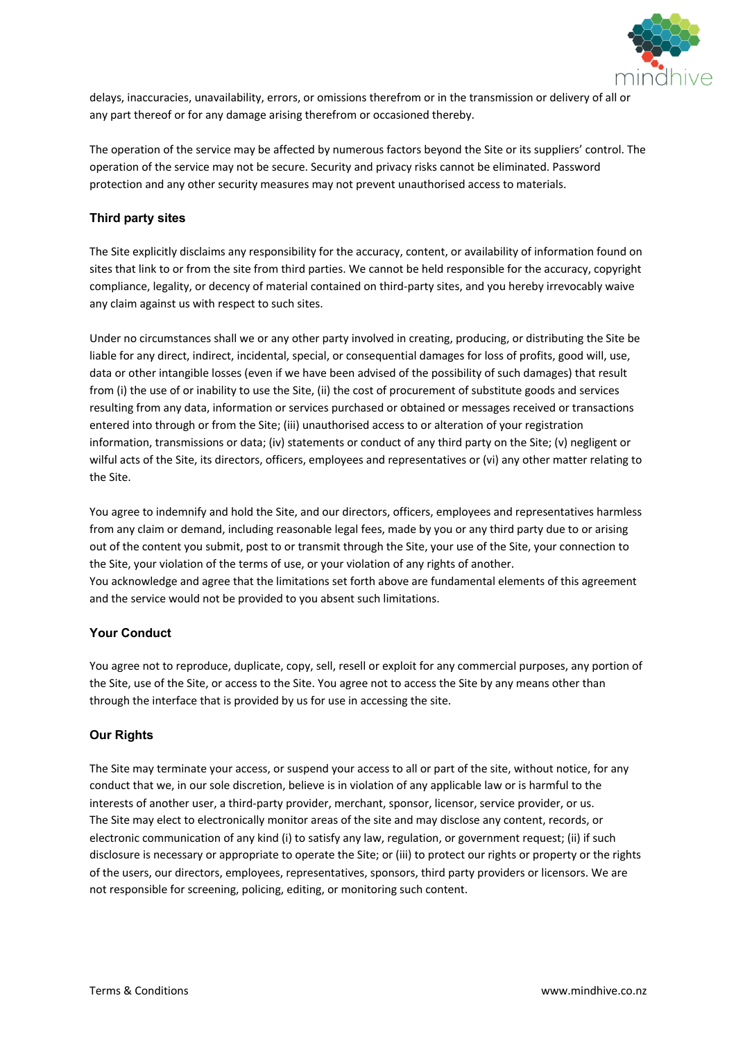delays, inaccuracies, unavailability, errors, or omissions therefrom or in the transmission or delivery of all or any part thereof or for any damage arising therefrom or occasioned thereby.

The operation of the service may be affected by numerous factors beyond the Site or its suppliers' control. The operation of the service may not be secure. Security and privacy risks cannot be eliminated. Password protection and any other security measures may not prevent unauthorised access to materials.

### Third party sites

The Site explicitly disclaims any responsibility for the accuracy, content, or availability of information found on sites that link to or from the site from third parties. We cannot be held responsible for the accuracy, copyright compliance, legality, or decency of material contained on third-party sites, and you hereby irrevocably waive any claim against us with respect to such sites.

Under no circumstances shall we or any other party involved in creating, producing, or distributing the Site be liable for any direct, indirect, incidental, special, or consequential damages for loss of profits, good will, use, data or other intangible losses (even if we have been advised of the possibility of such damages) that result from (i) the use of or inability to use the Site, (ii) the cost of procurement of substitute goods and services resulting from any data, information or services purchased or obtained or messages received or transactions entered into through or from the Site; (iii) unauthorised access to or alteration of your registration information, transmissions or data; (iv) statements or conduct of any third party on the Site; (v) negligent or wilful acts of the Site, its directors, officers, employees and representatives or (vi) any other matter relating to the Site.

You agree to indemnify and hold the Site, and our directors, officers, employees and representatives harmless from any claim or demand, including reasonable legal fees, made by you or any third party due to or arising out of the content you submit, post to or transmit through the Site, your use of the Site, your connection to the Site, your violation of the terms of use, or your violation of any rights of another.
You acknowledge and agree that the limitations set forth above are fundamental elements of this agreement and the service would not be provided to you absent such limitations.

### Your Conduct

You agree not to reproduce, duplicate, copy, sell, resell or exploit for any commercial purposes, any portion of the Site, use of the Site, or access to the Site. You agree not to access the Site by any means other than through the interface that is provided by us for use in accessing the site.

### Our Rights

The Site may terminate your access, or suspend your access to all or part of the site, without notice, for any conduct that we, in our sole discretion, believe is in violation of any applicable law or is harmful to the interests of another user, a third-party provider, merchant, sponsor, licensor, service provider, or us.
The Site may elect to electronically monitor areas of the site and may disclose any content, records, or electronic communication of any kind (i) to satisfy any law, regulation, or government request; (ii) if such disclosure is necessary or appropriate to operate the Site; or (iii) to protect our rights or property or the rights of the users, our directors, employees, representatives, sponsors, third party providers or licensors. We are not responsible for screening, policing, editing, or monitoring such content.